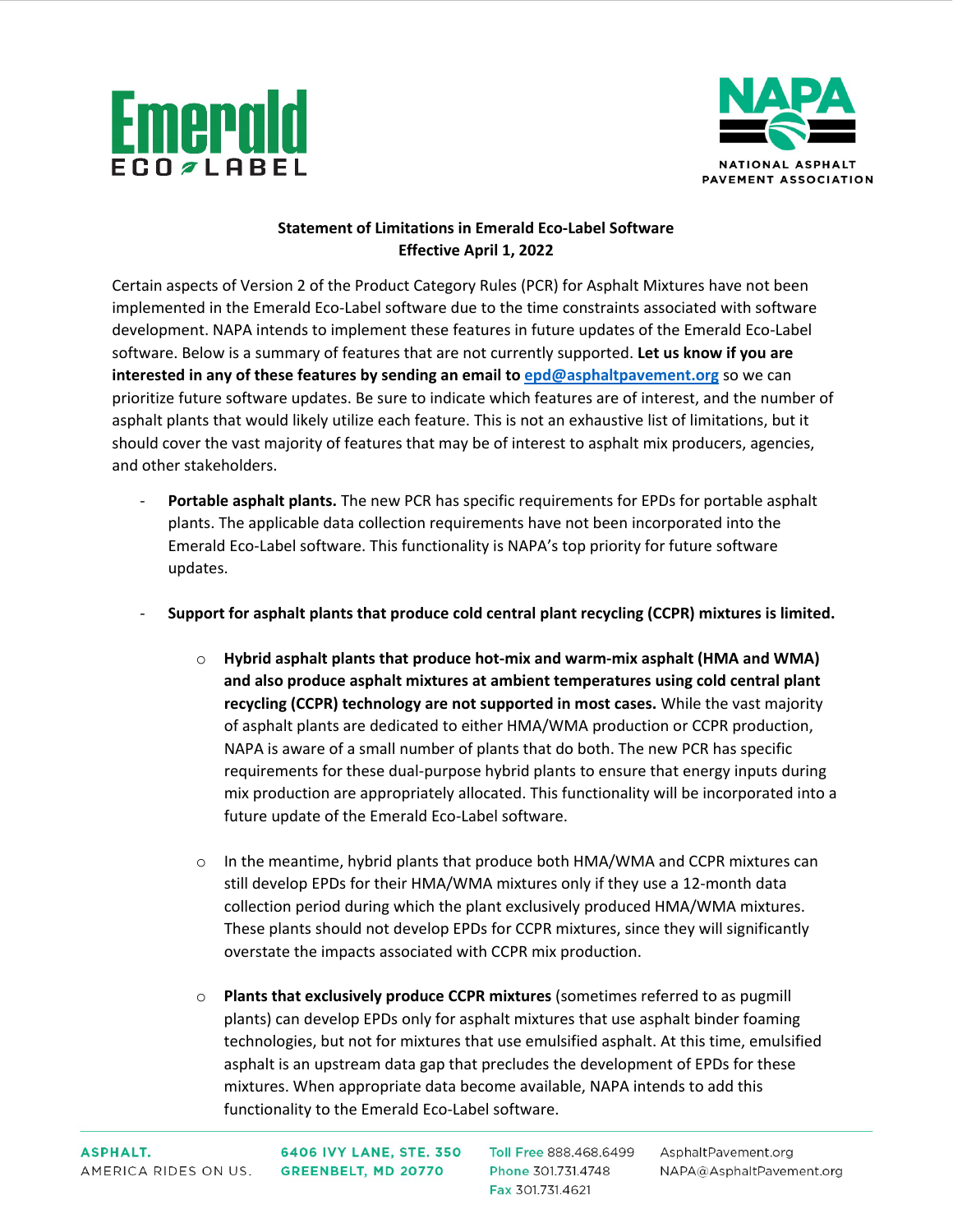**Statement of Limitations in Emerald Eco-Label Software**
**Effective April 1, 2022**

Certain aspects of Version 2 of the Product Category Rules (PCR) for Asphalt Mixtures have not been implemented in the Emerald Eco-Label software due to the time constraints associated with software development. NAPA intends to implement these features in future updates of the Emerald Eco-Label software. Below is a summary of features that are not currently supported. **Let us know if you are interested in any of these features by sending an email to epd@asphaltpavement.org** so we can prioritize future software updates. Be sure to indicate which features are of interest, and the number of asphalt plants that would likely utilize each feature. This is not an exhaustive list of limitations, but it should cover the vast majority of features that may be of interest to asphalt mix producers, agencies, and other stakeholders.

- **Portable asphalt plants.** The new PCR has specific requirements for EPDs for portable asphalt plants. The applicable data collection requirements have not been incorporated into the Emerald Eco-Label software. This functionality is NAPA's top priority for future software updates.

- **Support for asphalt plants that produce cold central plant recycling (CCPR) mixtures is limited.**

  - **Hybrid asphalt plants that produce hot-mix and warm-mix asphalt (HMA and WMA) and also produce asphalt mixtures at ambient temperatures using cold central plant recycling (CCPR) technology are not supported in most cases.** While the vast majority of asphalt plants are dedicated to either HMA/WMA production or CCPR production, NAPA is aware of a small number of plants that do both. The new PCR has specific requirements for these dual-purpose hybrid plants to ensure that energy inputs during mix production are appropriately allocated. This functionality will be incorporated into a future update of the Emerald Eco-Label software.

  - In the meantime, hybrid plants that produce both HMA/WMA and CCPR mixtures can still develop EPDs for their HMA/WMA mixtures only if they use a 12-month data collection period during which the plant exclusively produced HMA/WMA mixtures. These plants should not develop EPDs for CCPR mixtures, since they will significantly overstate the impacts associated with CCPR mix production.

  - **Plants that exclusively produce CCPR mixtures** (sometimes referred to as pugmill plants) can develop EPDs only for asphalt mixtures that use asphalt binder foaming technologies, but not for mixtures that use emulsified asphalt. At this time, emulsified asphalt is an upstream data gap that precludes the development of EPDs for these mixtures. When appropriate data become available, NAPA intends to add this functionality to the Emerald Eco-Label software.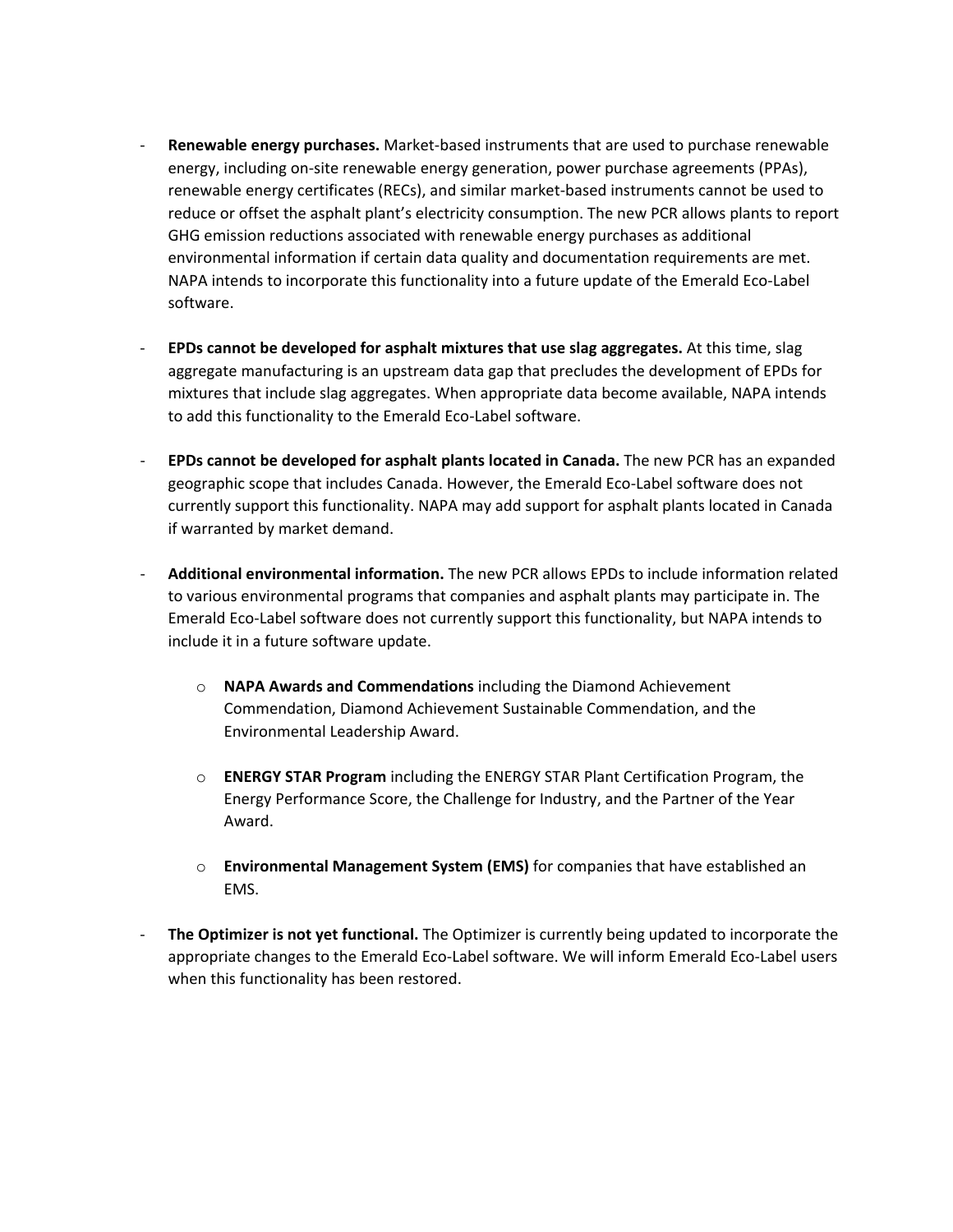- **Renewable energy purchases.** Market-based instruments that are used to purchase renewable energy, including on-site renewable energy generation, power purchase agreements (PPAs), renewable energy certificates (RECs), and similar market-based instruments cannot be used to reduce or offset the asphalt plant's electricity consumption. The new PCR allows plants to report GHG emission reductions associated with renewable energy purchases as additional environmental information if certain data quality and documentation requirements are met. NAPA intends to incorporate this functionality into a future update of the Emerald Eco-Label software.

- **EPDs cannot be developed for asphalt mixtures that use slag aggregates.** At this time, slag aggregate manufacturing is an upstream data gap that precludes the development of EPDs for mixtures that include slag aggregates. When appropriate data become available, NAPA intends to add this functionality to the Emerald Eco-Label software.

- **EPDs cannot be developed for asphalt plants located in Canada.** The new PCR has an expanded geographic scope that includes Canada. However, the Emerald Eco-Label software does not currently support this functionality. NAPA may add support for asphalt plants located in Canada if warranted by market demand.

- **Additional environmental information.** The new PCR allows EPDs to include information related to various environmental programs that companies and asphalt plants may participate in. The Emerald Eco-Label software does not currently support this functionality, but NAPA intends to include it in a future software update.

    - **NAPA Awards and Commendations** including the Diamond Achievement Commendation, Diamond Achievement Sustainable Commendation, and the Environmental Leadership Award.

    - **ENERGY STAR Program** including the ENERGY STAR Plant Certification Program, the Energy Performance Score, the Challenge for Industry, and the Partner of the Year Award.

    - **Environmental Management System (EMS)** for companies that have established an EMS.

- **The Optimizer is not yet functional.** The Optimizer is currently being updated to incorporate the appropriate changes to the Emerald Eco-Label software. We will inform Emerald Eco-Label users when this functionality has been restored.